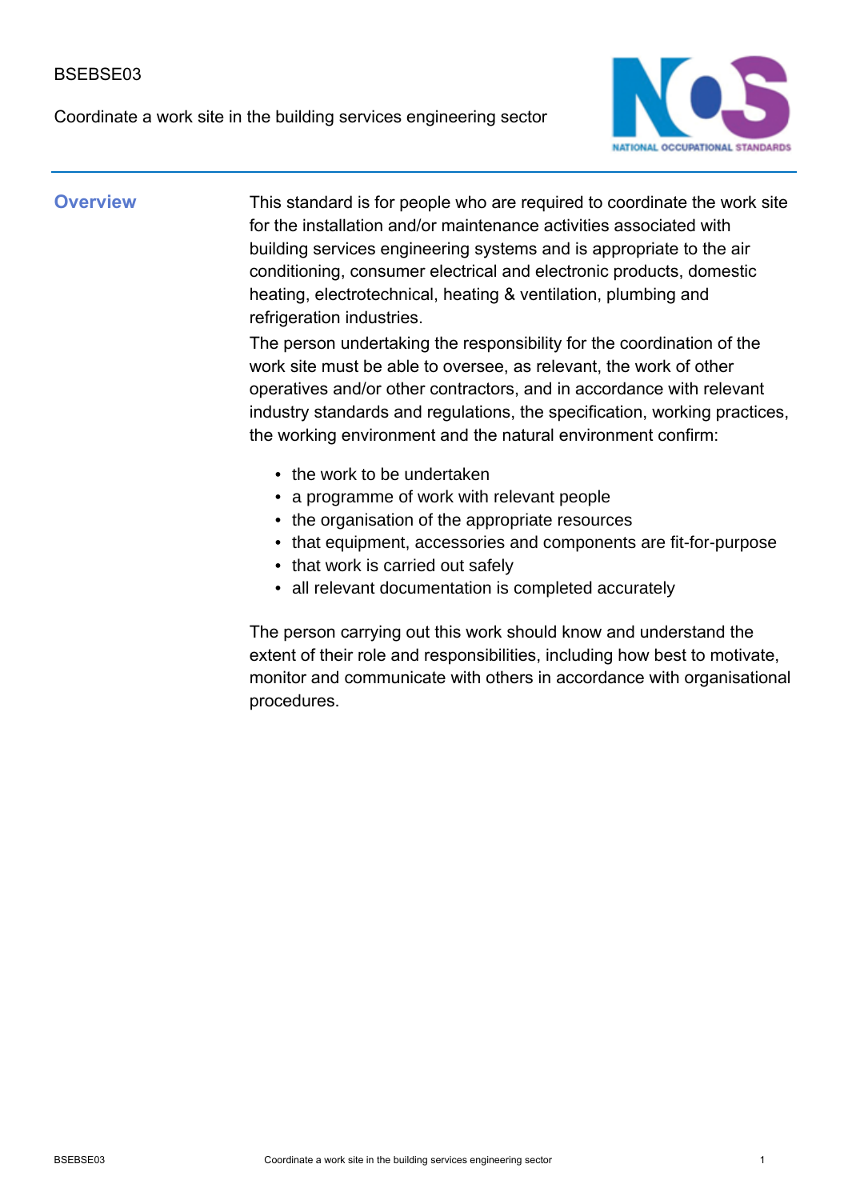BSEBSE03

Coordinate a work site in the building services engineering sector

## Overview

This standard is for people who are required to coordinate the work site for the installation and/or maintenance activities associated with building services engineering systems and is appropriate to the air conditioning, consumer electrical and electronic products, domestic heating, electrotechnical, heating & ventilation, plumbing and refrigeration industries.

The person undertaking the responsibility for the coordination of the work site must be able to oversee, as relevant, the work of other operatives and/or other contractors, and in accordance with relevant industry standards and regulations, the specification, working practices, the working environment and the natural environment confirm:

- the work to be undertaken
- a programme of work with relevant people
- the organisation of the appropriate resources
- that equipment, accessories and components are fit-for-purpose
- that work is carried out safely
- all relevant documentation is completed accurately

The person carrying out this work should know and understand the extent of their role and responsibilities, including how best to motivate, monitor and communicate with others in accordance with organisational procedures.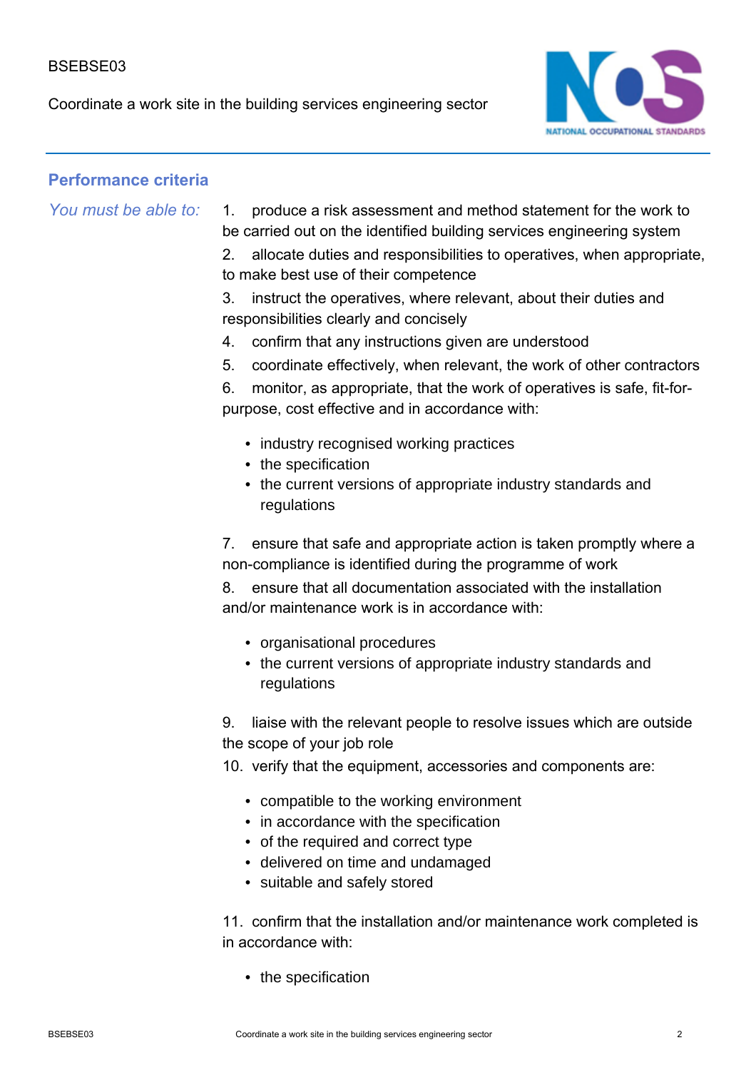## Performance criteria

*You must be able to:*

1. produce a risk assessment and method statement for the work to be carried out on the identified building services engineering system
2. allocate duties and responsibilities to operatives, when appropriate, to make best use of their competence
3. instruct the operatives, where relevant, about their duties and responsibilities clearly and concisely
4. confirm that any instructions given are understood
5. coordinate effectively, when relevant, the work of other contractors
6. monitor, as appropriate, that the work of operatives is safe, fit-for-purpose, cost effective and in accordance with:
   - industry recognised working practices
   - the specification
   - the current versions of appropriate industry standards and regulations
7. ensure that safe and appropriate action is taken promptly where a non-compliance is identified during the programme of work
8. ensure that all documentation associated with the installation and/or maintenance work is in accordance with:
   - organisational procedures
   - the current versions of appropriate industry standards and regulations
9. liaise with the relevant people to resolve issues which are outside the scope of your job role
10. verify that the equipment, accessories and components are:
    - compatible to the working environment
    - in accordance with the specification
    - of the required and correct type
    - delivered on time and undamaged
    - suitable and safely stored
11. confirm that the installation and/or maintenance work completed is in accordance with:
    - the specification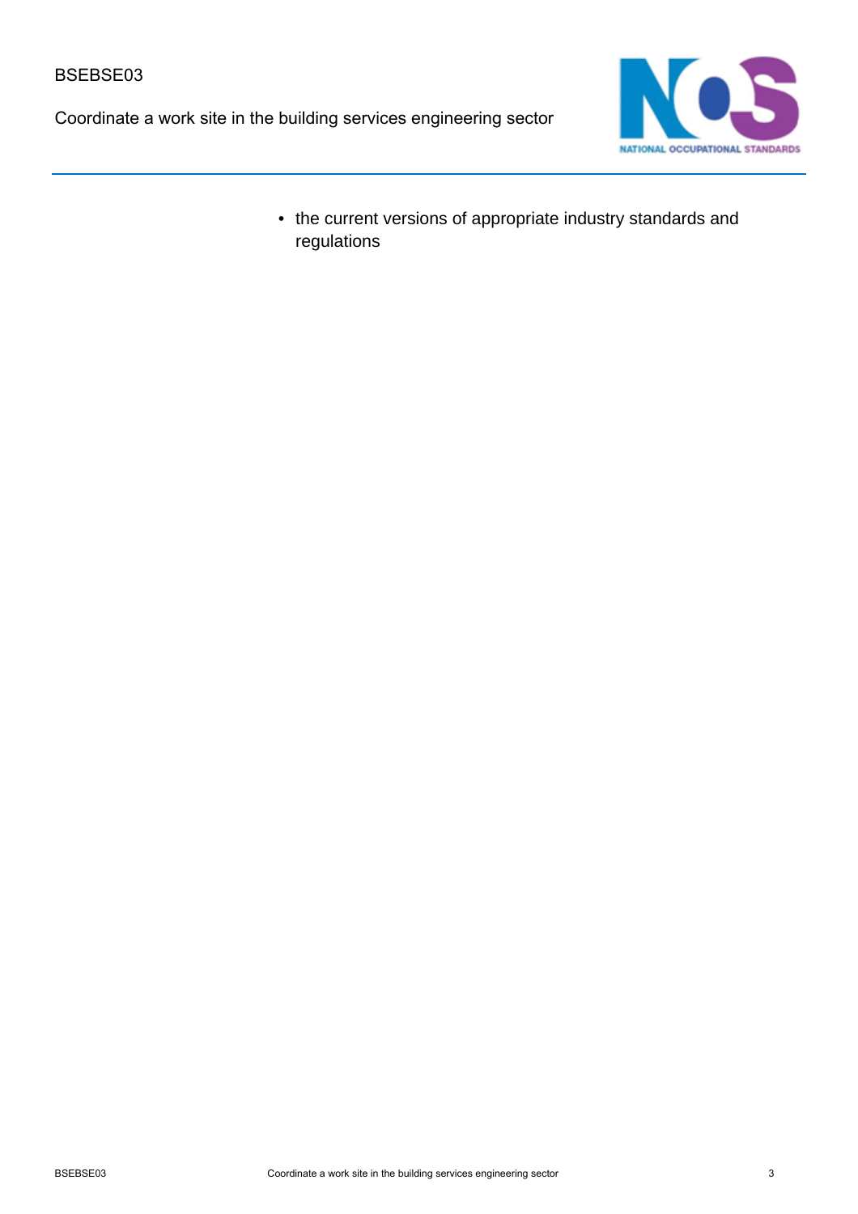- the current versions of appropriate industry standards and regulations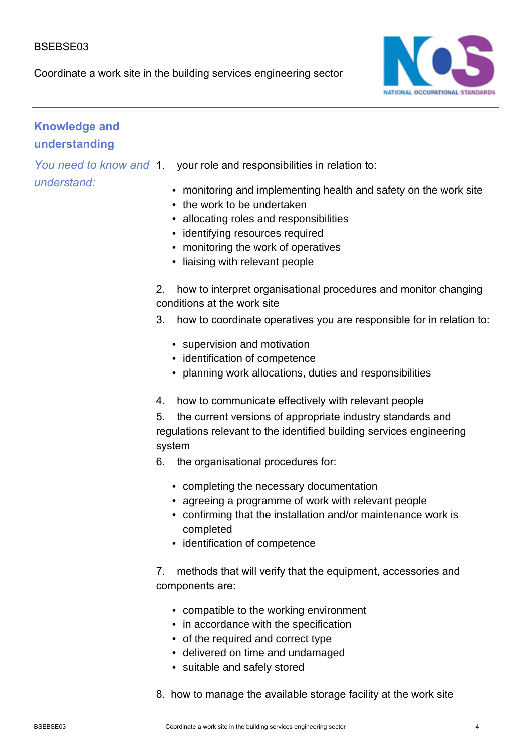## Knowledge and understanding

*You need to know and understand:*

1. your role and responsibilities in relation to:
   - monitoring and implementing health and safety on the work site
   - the work to be undertaken
   - allocating roles and responsibilities
   - identifying resources required
   - monitoring the work of operatives
   - liaising with relevant people
2. how to interpret organisational procedures and monitor changing conditions at the work site
3. how to coordinate operatives you are responsible for in relation to:
   - supervision and motivation
   - identification of competence
   - planning work allocations, duties and responsibilities
4. how to communicate effectively with relevant people
5. the current versions of appropriate industry standards and regulations relevant to the identified building services engineering system
6. the organisational procedures for:
   - completing the necessary documentation
   - agreeing a programme of work with relevant people
   - confirming that the installation and/or maintenance work is completed
   - identification of competence
7. methods that will verify that the equipment, accessories and components are:
   - compatible to the working environment
   - in accordance with the specification
   - of the required and correct type
   - delivered on time and undamaged
   - suitable and safely stored
8. how to manage the available storage facility at the work site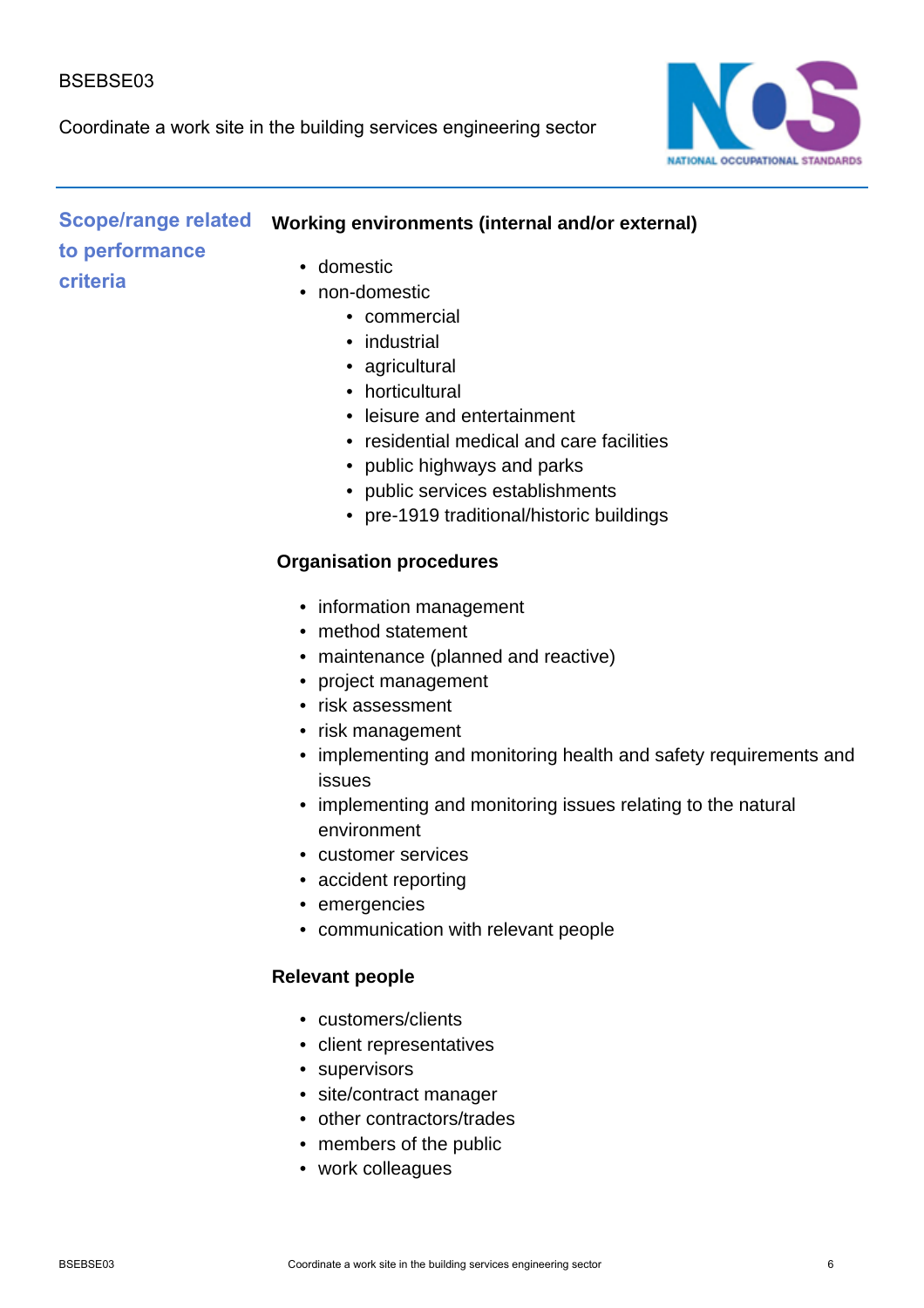## Scope/range related to performance criteria

**Working environments (internal and/or external)**

- domestic
- non-domestic
  - commercial
  - industrial
  - agricultural
  - horticultural
  - leisure and entertainment
  - residential medical and care facilities
  - public highways and parks
  - public services establishments
  - pre-1919 traditional/historic buildings

**Organisation procedures**

- information management
- method statement
- maintenance (planned and reactive)
- project management
- risk assessment
- risk management
- implementing and monitoring health and safety requirements and issues
- implementing and monitoring issues relating to the natural environment
- customer services
- accident reporting
- emergencies
- communication with relevant people

**Relevant people**

- customers/clients
- client representatives
- supervisors
- site/contract manager
- other contractors/trades
- members of the public
- work colleagues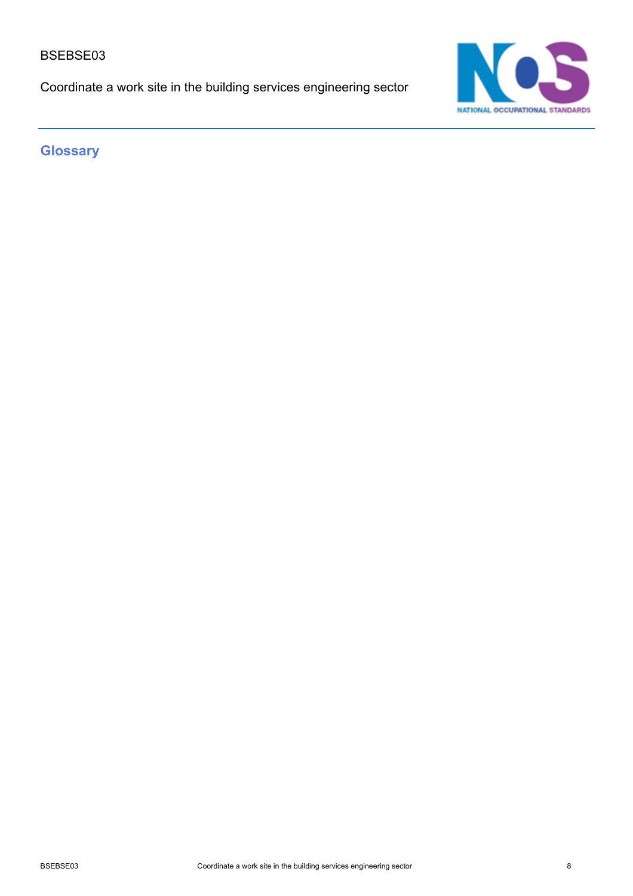## Glossary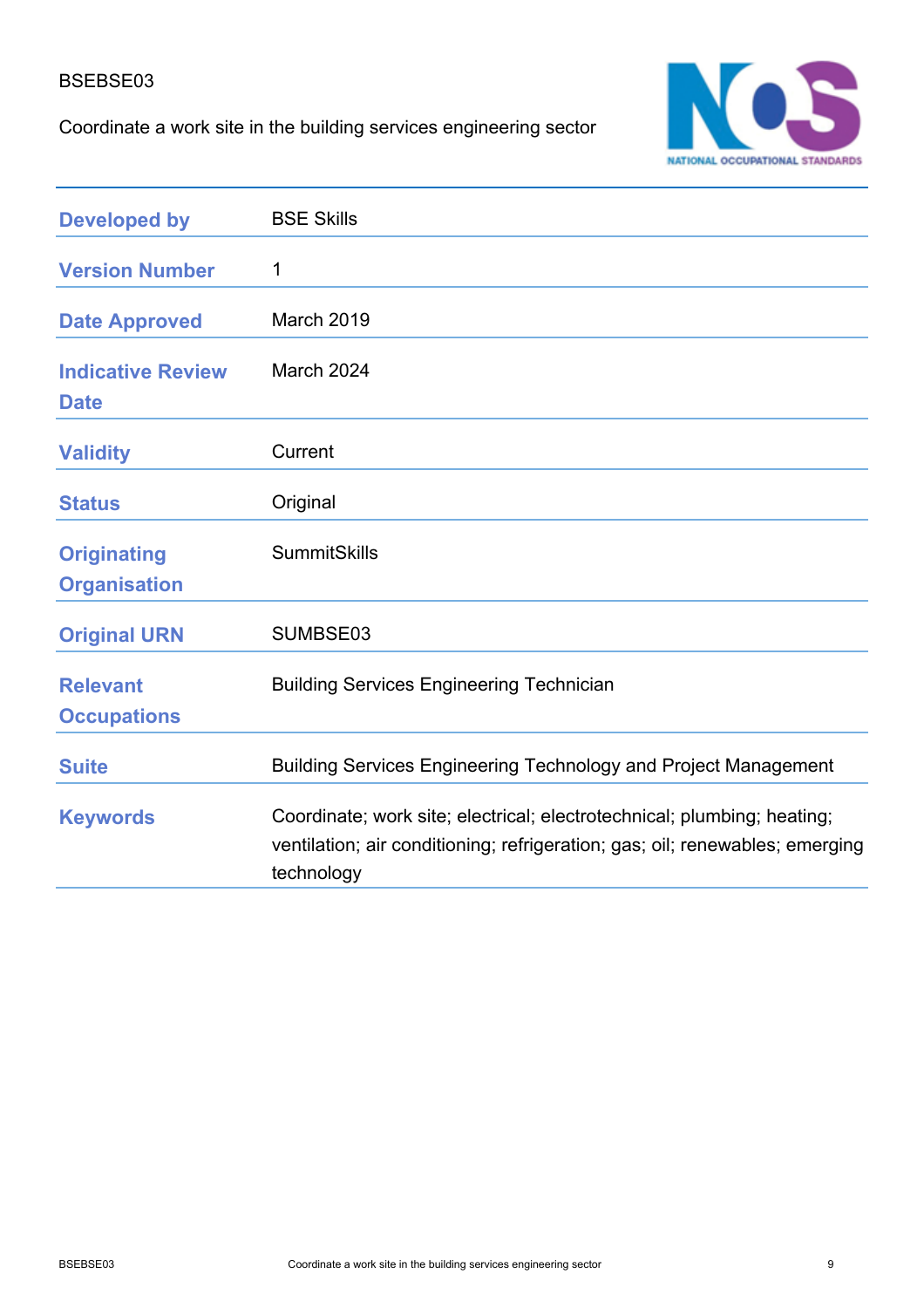BSEBSE03

Coordinate a work site in the building services engineering sector

| | |
|---|---|
| **Developed by** | BSE Skills |
| **Version Number** | 1 |
| **Date Approved** | March 2019 |
| **Indicative Review Date** | March 2024 |
| **Validity** | Current |
| **Status** | Original |
| **Originating Organisation** | SummitSkills |
| **Original URN** | SUMBSE03 |
| **Relevant Occupations** | Building Services Engineering Technician |
| **Suite** | Building Services Engineering Technology and Project Management |
| **Keywords** | Coordinate; work site; electrical; electrotechnical; plumbing; heating; ventilation; air conditioning; refrigeration; gas; oil; renewables; emerging technology |